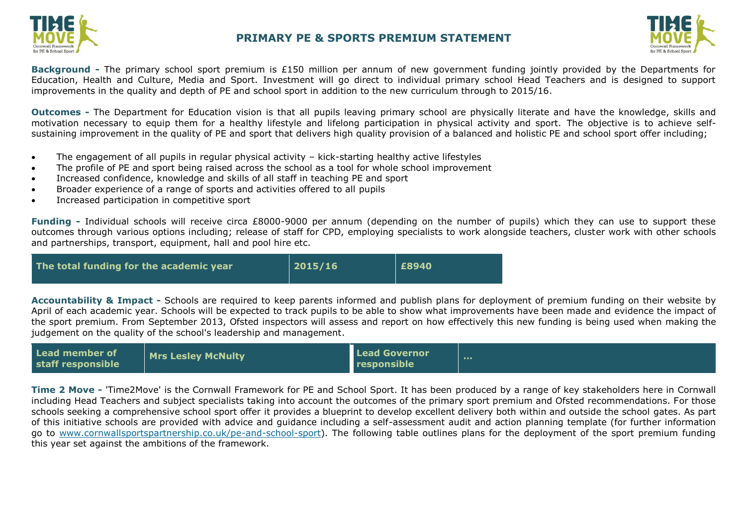# PRIMARY PE & SPORTS PREMIUM STATEMENT

**Background -** The primary school sport premium is £150 million per annum of new government funding jointly provided by the Departments for Education, Health and Culture, Media and Sport. Investment will go direct to individual primary school Head Teachers and is designed to support improvements in the quality and depth of PE and school sport in addition to the new curriculum through to 2015/16.

**Outcomes -** The Department for Education vision is that all pupils leaving primary school are physically literate and have the knowledge, skills and motivation necessary to equip them for a healthy lifestyle and lifelong participation in physical activity and sport. The objective is to achieve self-sustaining improvement in the quality of PE and sport that delivers high quality provision of a balanced and holistic PE and school sport offer including;

- The engagement of all pupils in regular physical activity – kick-starting healthy active lifestyles
- The profile of PE and sport being raised across the school as a tool for whole school improvement
- Increased confidence, knowledge and skills of all staff in teaching PE and sport
- Broader experience of a range of sports and activities offered to all pupils
- Increased participation in competitive sport

**Funding -** Individual schools will receive circa £8000-9000 per annum (depending on the number of pupils) which they can use to support these outcomes through various options including; release of staff for CPD, employing specialists to work alongside teachers, cluster work with other schools and partnerships, transport, equipment, hall and pool hire etc.

| | | |
|---|---|---|
| **The total funding for the academic year** | **2015/16** | **£8940** |

**Accountability & Impact -** Schools are required to keep parents informed and publish plans for deployment of premium funding on their website by April of each academic year. Schools will be expected to track pupils to be able to show what improvements have been made and evidence the impact of the sport premium. From September 2013, Ofsted inspectors will assess and report on how effectively this new funding is being used when making the judgement on the quality of the school's leadership and management.

| | | | |
|---|---|---|---|
| **Lead member of staff responsible** | **Mrs Lesley McNulty** | **Lead Governor responsible** | **...** |

**Time 2 Move -** 'Time2Move' is the Cornwall Framework for PE and School Sport. It has been produced by a range of key stakeholders here in Cornwall including Head Teachers and subject specialists taking into account the outcomes of the primary sport premium and Ofsted recommendations. For those schools seeking a comprehensive school sport offer it provides a blueprint to develop excellent delivery both within and outside the school gates. As part of this initiative schools are provided with advice and guidance including a self-assessment audit and action planning template (for further information go to www.cornwallsportspartnership.co.uk/pe-and-school-sport). The following table outlines plans for the deployment of the sport premium funding this year set against the ambitions of the framework.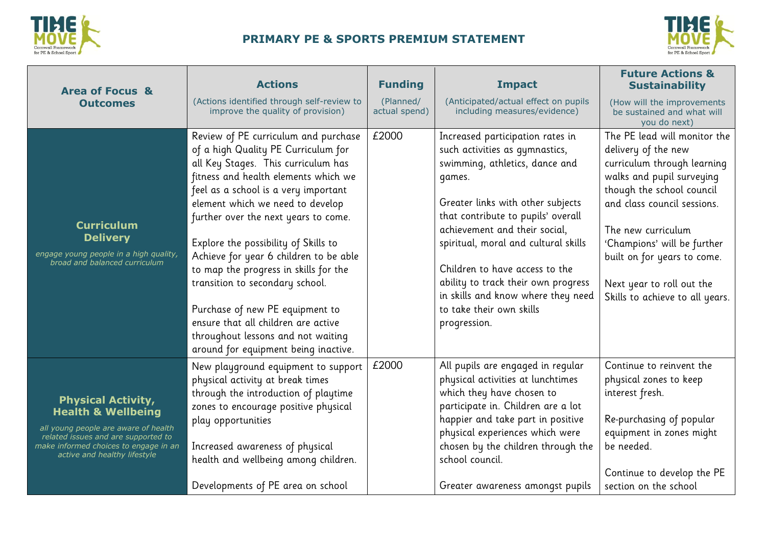## PRIMARY PE & SPORTS PREMIUM STATEMENT

| Area of Focus & Outcomes | Actions (Actions identified through self-review to improve the quality of provision) | Funding (Planned/ actual spend) | Impact (Anticipated/actual effect on pupils including measures/evidence) | Future Actions & Sustainability (How will the improvements be sustained and what will you do next) |
|---|---|---|---|---|
| **Curriculum Delivery**<br>*engage young people in a high quality, broad and balanced curriculum* | Review of PE curriculum and purchase of a high Quality PE Curriculum for all Key Stages. This curriculum has fitness and health elements which we feel as a school is a very important element which we need to develop further over the next years to come.<br><br>Explore the possibility of Skills to Achieve for year 6 children to be able to map the progress in skills for the transition to secondary school.<br><br>Purchase of new PE equipment to ensure that all children are active throughout lessons and not waiting around for equipment being inactive. | £2000 | Increased participation rates in such activities as gymnastics, swimming, athletics, dance and games.<br><br>Greater links with other subjects that contribute to pupils' overall achievement and their social, spiritual, moral and cultural skills<br><br>Children to have access to the ability to track their own progress in skills and know where they need to take their own skills progression. | The PE lead will monitor the delivery of the new curriculum through learning walks and pupil surveying though the school council and class council sessions.<br><br>The new curriculum 'Champions' will be further built on for years to come.<br><br>Next year to roll out the Skills to achieve to all years. |
| **Physical Activity, Health & Wellbeing**<br>*all young people are aware of health related issues and are supported to make informed choices to engage in an active and healthy lifestyle* | New playground equipment to support physical activity at break times through the introduction of playtime zones to encourage positive physical play opportunities<br><br>Increased awareness of physical health and wellbeing among children.<br><br>Developments of PE area on school | £2000 | All pupils are engaged in regular physical activities at lunchtimes which they have chosen to participate in. Children are a lot happier and take part in positive physical experiences which were chosen by the children through the school council.<br><br>Greater awareness amongst pupils | Continue to reinvent the physical zones to keep interest fresh.<br><br>Re-purchasing of popular equipment in zones might be needed.<br><br>Continue to develop the PE section on the school |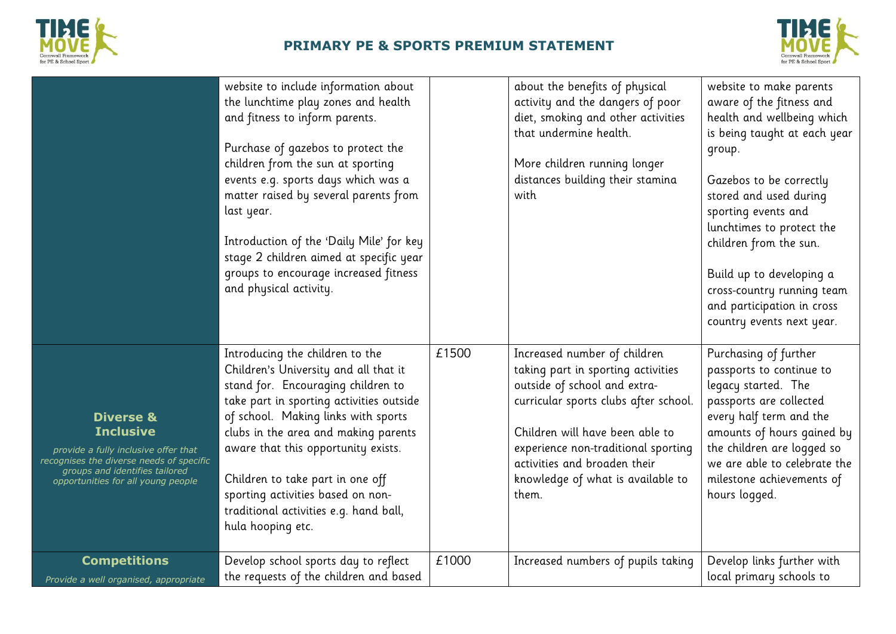| | | | | |
|---|---|---|---|---|
| | website to include information about the lunchtime play zones and health and fitness to inform parents.<br><br>Purchase of gazebos to protect the children from the sun at sporting events e.g. sports days which was a matter raised by several parents from last year.<br><br>Introduction of the 'Daily Mile' for key stage 2 children aimed at specific year groups to encourage increased fitness and physical activity. | | about the benefits of physical activity and the dangers of poor diet, smoking and other activities that undermine health.<br><br>More children running longer distances building their stamina with | website to make parents aware of the fitness and health and wellbeing which is being taught at each year group.<br><br>Gazebos to be correctly stored and used during sporting events and lunchtimes to protect the children from the sun.<br><br>Build up to developing a cross-country running team and participation in cross country events next year. |
| **Diverse & Inclusive**<br>*provide a fully inclusive offer that recognises the diverse needs of specific groups and identifies tailored opportunities for all young people* | Introducing the children to the Children's University and all that it stand for. Encouraging children to take part in sporting activities outside of school. Making links with sports clubs in the area and making parents aware that this opportunity exists.<br><br>Children to take part in one off sporting activities based on non-traditional activities e.g. hand ball, hula hooping etc. | £1500 | Increased number of children taking part in sporting activities outside of school and extra-curricular sports clubs after school.<br><br>Children will have been able to experience non-traditional sporting activities and broaden their knowledge of what is available to them. | Purchasing of further passports to continue to legacy started. The passports are collected every half term and the amounts of hours gained by the children are logged so we are able to celebrate the milestone achievements of hours logged. |
| **Competitions**<br>*Provide a well organised, appropriate* | Develop school sports day to reflect the requests of the children and based | £1000 | Increased numbers of pupils taking | Develop links further with local primary schools to |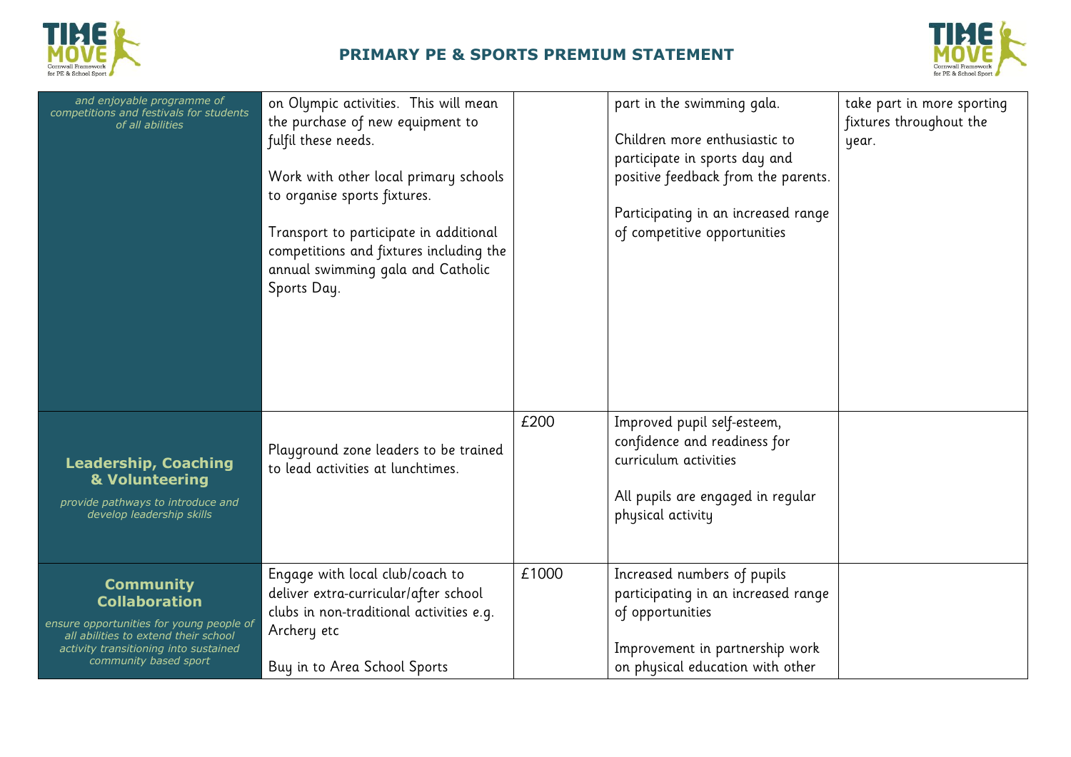## PRIMARY PE & SPORTS PREMIUM STATEMENT

| | | | | |
|---|---|---|---|---|
| *and enjoyable programme of competitions and festivals for students of all abilities* | on Olympic activities. This will mean the purchase of new equipment to fulfil these needs.<br><br>Work with other local primary schools to organise sports fixtures.<br><br>Transport to participate in additional competitions and fixtures including the annual swimming gala and Catholic Sports Day. | | part in the swimming gala.<br><br>Children more enthusiastic to participate in sports day and positive feedback from the parents.<br><br>Participating in an increased range of competitive opportunities | take part in more sporting fixtures throughout the year. |
| **Leadership, Coaching & Volunteering**<br>*provide pathways to introduce and develop leadership skills* | Playground zone leaders to be trained to lead activities at lunchtimes. | £200 | Improved pupil self-esteem, confidence and readiness for curriculum activities<br><br>All pupils are engaged in regular physical activity | |
| **Community Collaboration**<br>*ensure opportunities for young people of all abilities to extend their school activity transitioning into sustained community based sport* | Engage with local club/coach to deliver extra-curricular/after school clubs in non-traditional activities e.g. Archery etc<br><br>Buy in to Area School Sports | £1000 | Increased numbers of pupils participating in an increased range of opportunities<br><br>Improvement in partnership work on physical education with other | |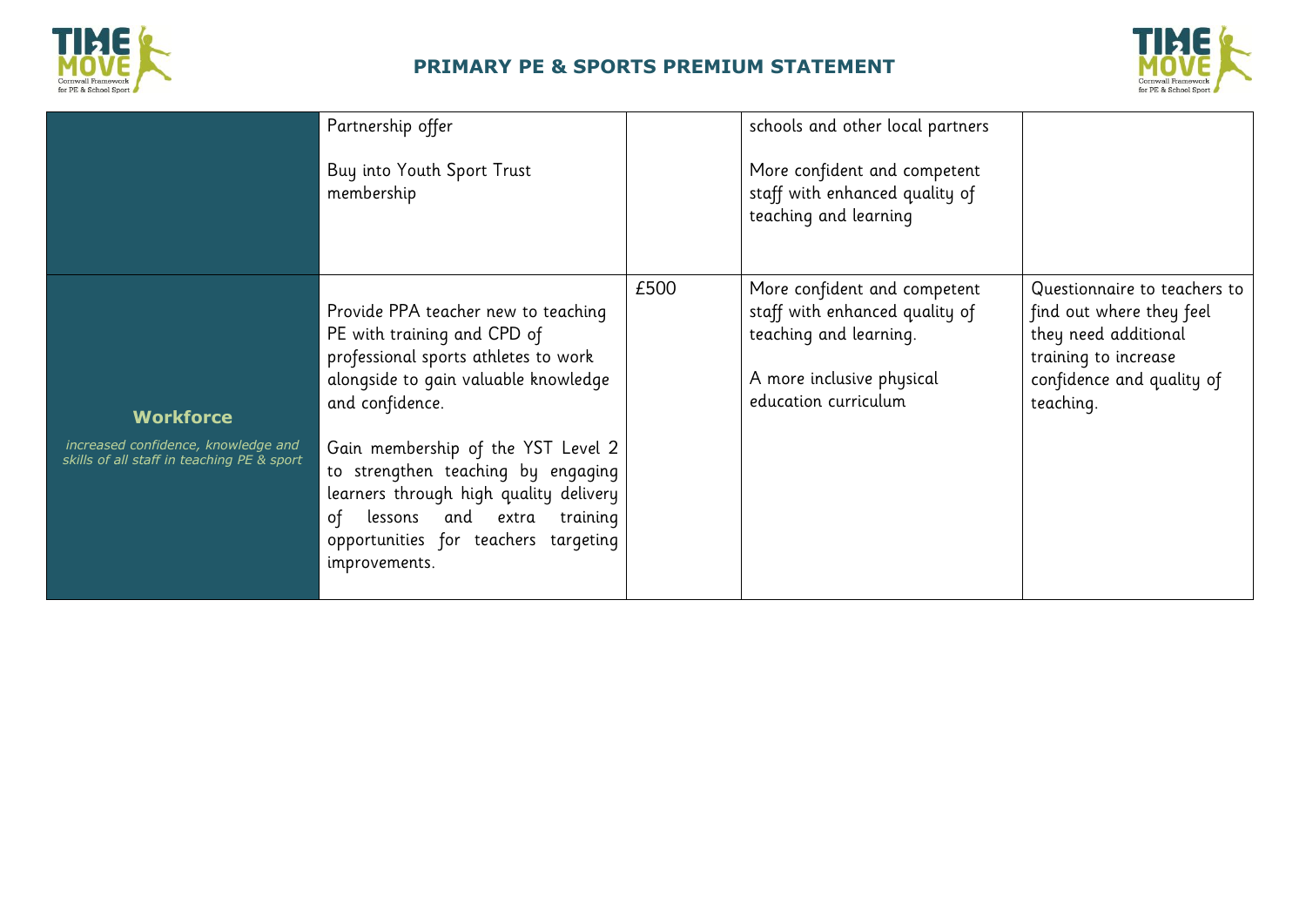| | | | | |
|---|---|---|---|---|
| | Partnership offer<br><br>Buy into Youth Sport Trust membership | | schools and other local partners<br><br>More confident and competent staff with enhanced quality of teaching and learning | |
| **Workforce**<br>*increased confidence, knowledge and skills of all staff in teaching PE & sport* | Provide PPA teacher new to teaching PE with training and CPD of professional sports athletes to work alongside to gain valuable knowledge and confidence.<br><br>Gain membership of the YST Level 2 to strengthen teaching by engaging learners through high quality delivery of lessons and extra training opportunities for teachers targeting improvements. | £500 | More confident and competent staff with enhanced quality of teaching and learning.<br><br>A more inclusive physical education curriculum | Questionnaire to teachers to find out where they feel they need additional training to increase confidence and quality of teaching. |